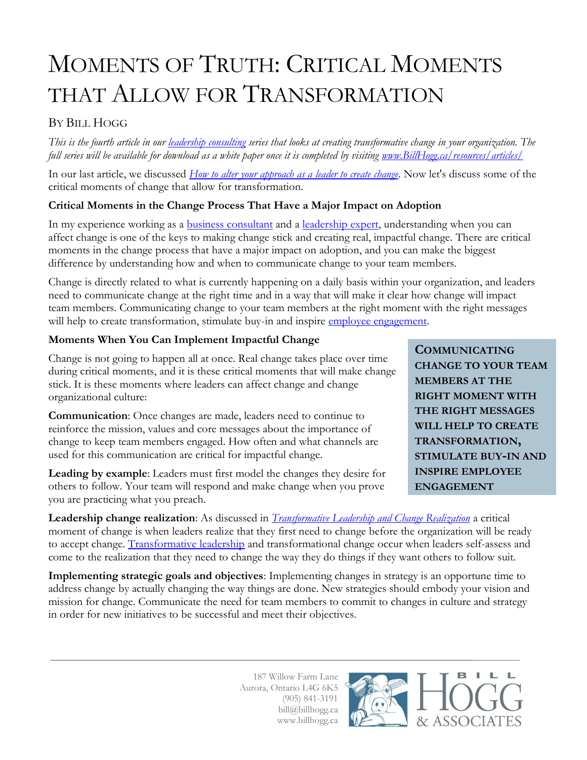# Moments of Truth: Critical Moments that Allow for Transformation

By Bill Hogg

*This is the fourth article in our leadership consulting series that looks at creating transformative change in your organization. The full series will be available for download as a white paper once it is completed by visiting www.BillHogg.ca/resources/articles/*

In our last article, we discussed *How to alter your approach as a leader to create change*. Now let's discuss some of the critical moments of change that allow for transformation.

### Critical Moments in the Change Process That Have a Major Impact on Adoption

In my experience working as a business consultant and a leadership expert, understanding when you can affect change is one of the keys to making change stick and creating real, impactful change. There are critical moments in the change process that have a major impact on adoption, and you can make the biggest difference by understanding how and when to communicate change to your team members.

Change is directly related to what is currently happening on a daily basis within your organization, and leaders need to communicate change at the right time and in a way that will make it clear how change will impact team members. Communicating change to your team members at the right moment with the right messages will help to create transformation, stimulate buy-in and inspire employee engagement.

### Moments When You Can Implement Impactful Change

Change is not going to happen all at once. Real change takes place over time during critical moments, and it is these critical moments that will make change stick. It is these moments where leaders can affect change and change organizational culture:

**Communicating change to your team members at the right moment with the right messages will help to create transformation, stimulate buy-in and inspire employee engagement**

**Communication**: Once changes are made, leaders need to continue to reinforce the mission, values and core messages about the importance of change to keep team members engaged. How often and what channels are used for this communication are critical for impactful change.

**Leading by example**: Leaders must first model the changes they desire for others to follow. Your team will respond and make change when you prove you are practicing what you preach.

**Leadership change realization**: As discussed in *Transformative Leadership and Change Realization* a critical moment of change is when leaders realize that they first need to change before the organization will be ready to accept change. Transformative leadership and transformational change occur when leaders self-assess and come to the realization that they need to change the way they do things if they want others to follow suit.

**Implementing strategic goals and objectives**: Implementing changes in strategy is an opportune time to address change by actually changing the way things are done. New strategies should embody your vision and mission for change. Communicate the need for team members to commit to changes in culture and strategy in order for new initiatives to be successful and meet their objectives.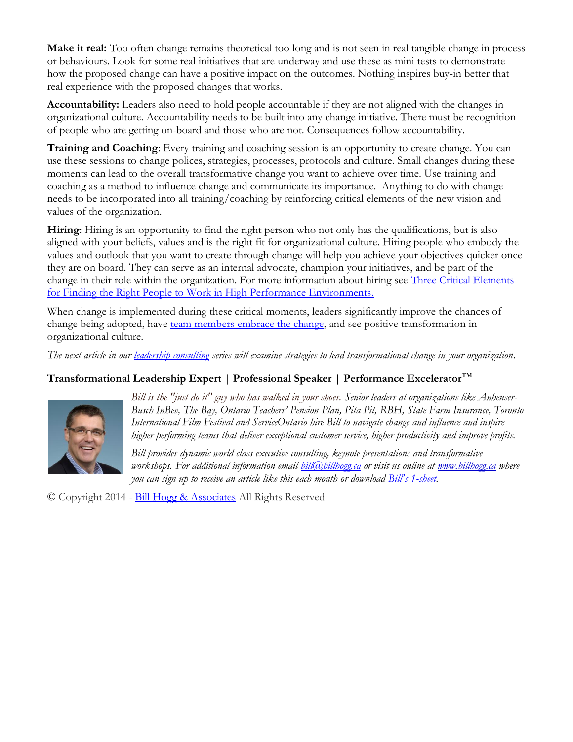**Make it real:** Too often change remains theoretical too long and is not seen in real tangible change in process or behaviours. Look for some real initiatives that are underway and use these as mini tests to demonstrate how the proposed change can have a positive impact on the outcomes. Nothing inspires buy-in better that real experience with the proposed changes that works.

**Accountability:** Leaders also need to hold people accountable if they are not aligned with the changes in organizational culture. Accountability needs to be built into any change initiative. There must be recognition of people who are getting on-board and those who are not. Consequences follow accountability.

**Training and Coaching**: Every training and coaching session is an opportunity to create change. You can use these sessions to change polices, strategies, processes, protocols and culture. Small changes during these moments can lead to the overall transformative change you want to achieve over time. Use training and coaching as a method to influence change and communicate its importance. Anything to do with change needs to be incorporated into all training/coaching by reinforcing critical elements of the new vision and values of the organization.

**Hiring**: Hiring is an opportunity to find the right person who not only has the qualifications, but is also aligned with your beliefs, values and is the right fit for organizational culture. Hiring people who embody the values and outlook that you want to create through change will help you achieve your objectives quicker once they are on board. They can serve as an internal advocate, champion your initiatives, and be part of the change in their role within the organization. For more information about hiring see Three Critical Elements for Finding the Right People to Work in High Performance Environments.

When change is implemented during these critical moments, leaders significantly improve the chances of change being adopted, have team members embrace the change, and see positive transformation in organizational culture.

*The next article in our leadership consulting series will examine strategies to lead transformational change in your organization.*

**Transformational Leadership Expert | Professional Speaker | Performance Excelerator™**

*Bill is the "just do it" guy who has walked in your shoes. Senior leaders at organizations like Anheuser-Busch InBev, The Bay, Ontario Teachers' Pension Plan, Pita Pit, RBH, State Farm Insurance, Toronto International Film Festival and ServiceOntario hire Bill to navigate change and influence and inspire higher performing teams that deliver exceptional customer service, higher productivity and improve profits.*

*Bill provides dynamic world class executive consulting, keynote presentations and transformative workshops. For additional information email bill@billhogg.ca or visit us online at www.billhogg.ca where you can sign up to receive an article like this each month or download Bill's 1-sheet.*

© Copyright 2014 - Bill Hogg & Associates All Rights Reserved